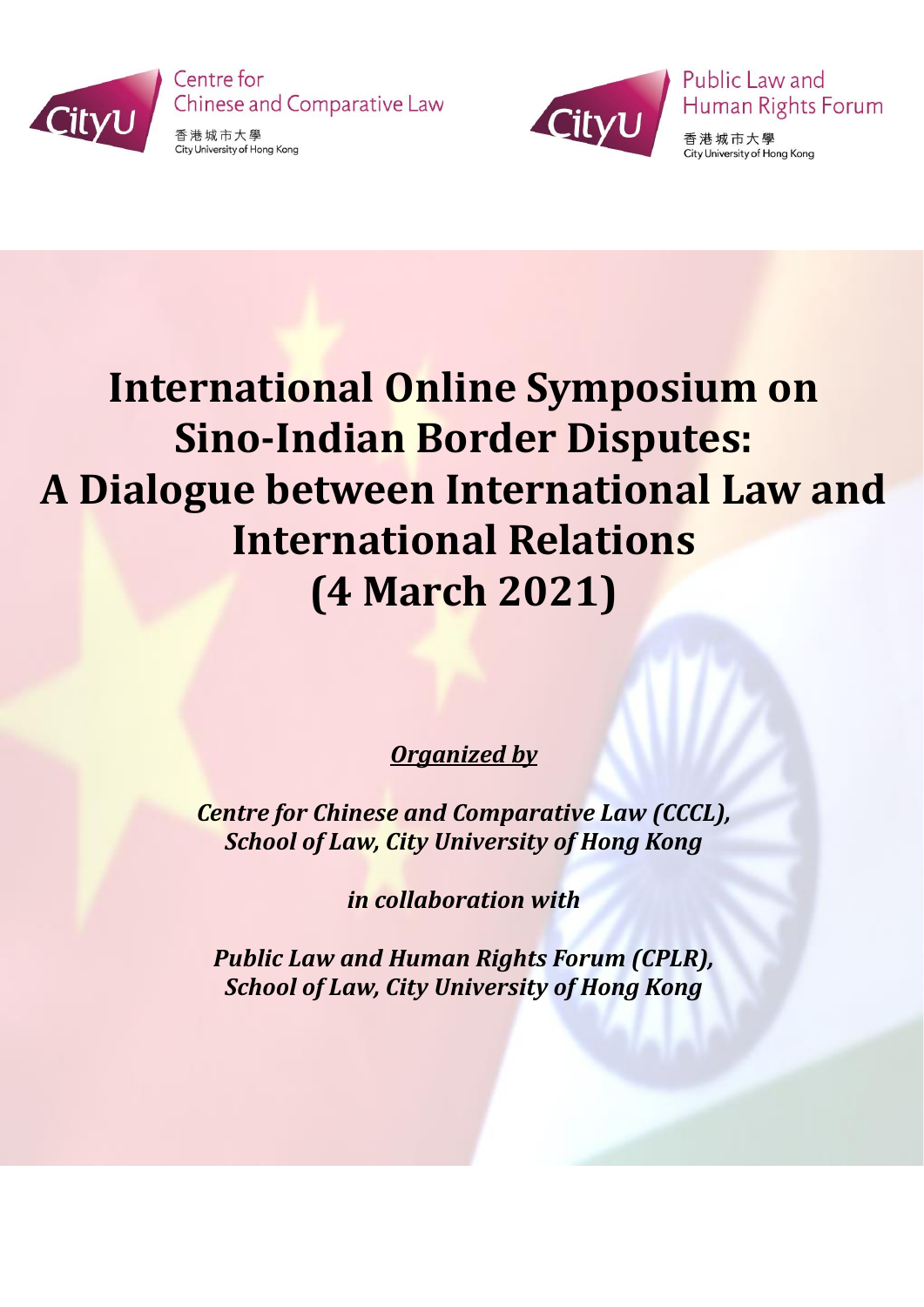Centre for Chinese and Comparative Law
香港城市大學
City University of Hong Kong

Public Law and Human Rights Forum
香港城市大學
City University of Hong Kong

# International Online Symposium on Sino-Indian Border Disputes: A Dialogue between International Law and International Relations (4 March 2021)

***<u>Organized by</u>***

***Centre for Chinese and Comparative Law (CCCL), School of Law, City University of Hong Kong***

***in collaboration with***

***Public Law and Human Rights Forum (CPLR), School of Law, City University of Hong Kong***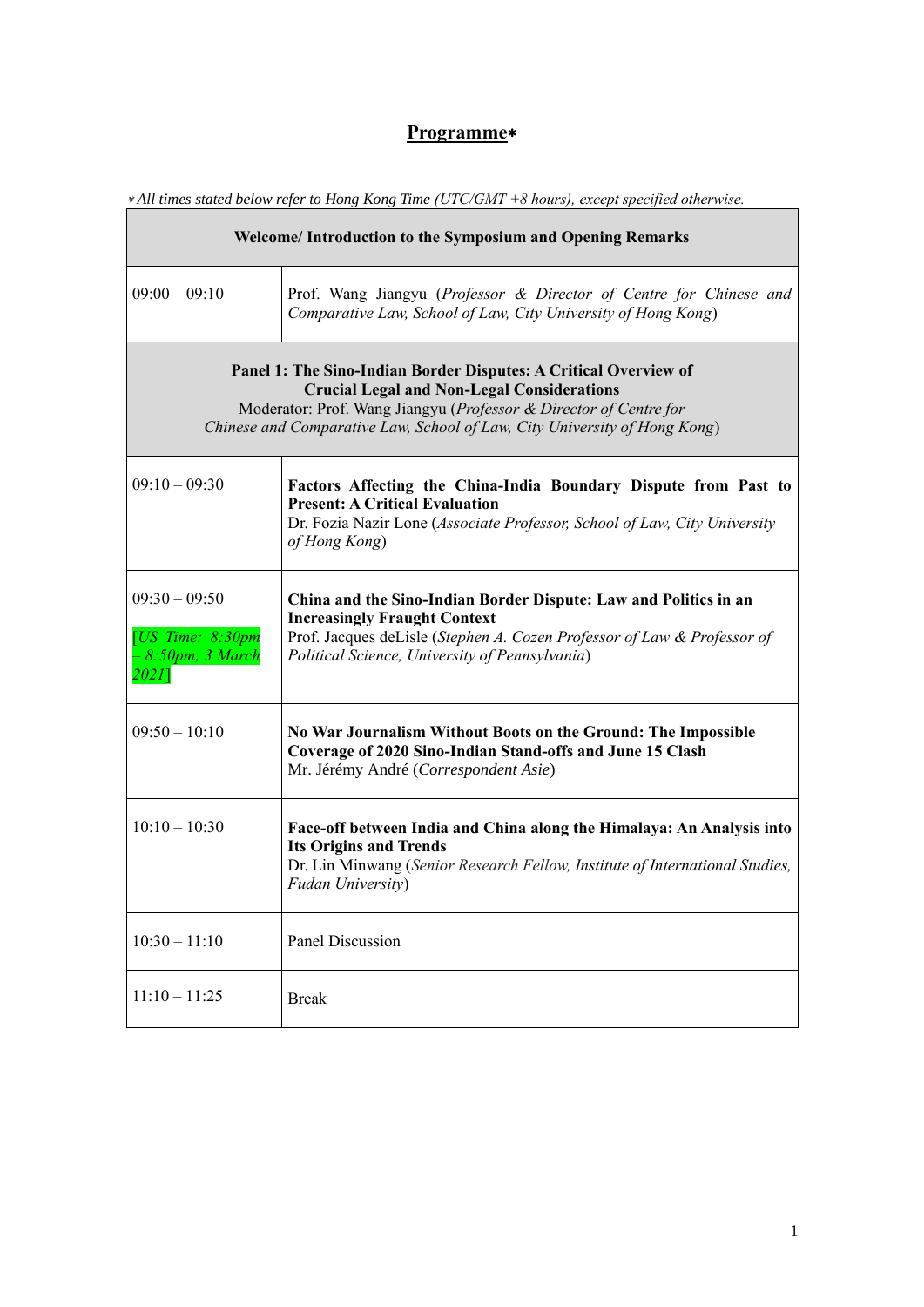## Programme*

*\* All times stated below refer to Hong Kong Time (UTC/GMT +8 hours), except specified otherwise.*

| Time | Details |
|---|---|
| **Welcome/ Introduction to the Symposium and Opening Remarks** | |
| 09:00 – 09:10 | Prof. Wang Jiangyu (*Professor & Director of Centre for Chinese and Comparative Law, School of Law, City University of Hong Kong*) |
| **Panel 1: The Sino-Indian Border Disputes: A Critical Overview of Crucial Legal and Non-Legal Considerations** Moderator: Prof. Wang Jiangyu (*Professor & Director of Centre for Chinese and Comparative Law, School of Law, City University of Hong Kong*) | |
| 09:10 – 09:30 | **Factors Affecting the China-India Boundary Dispute from Past to Present: A Critical Evaluation** Dr. Fozia Nazir Lone (*Associate Professor, School of Law, City University of Hong Kong*) |
| 09:30 – 09:50 [*US Time: 8:30pm – 8:50pm, 3 March 2021*] | **China and the Sino-Indian Border Dispute: Law and Politics in an Increasingly Fraught Context** Prof. Jacques deLisle (*Stephen A. Cozen Professor of Law & Professor of Political Science, University of Pennsylvania*) |
| 09:50 – 10:10 | **No War Journalism Without Boots on the Ground: The Impossible Coverage of 2020 Sino-Indian Stand-offs and June 15 Clash** Mr. Jérémy André (*Correspondent Asie*) |
| 10:10 – 10:30 | **Face-off between India and China along the Himalaya: An Analysis into Its Origins and Trends** Dr. Lin Minwang (*Senior Research Fellow, Institute of International Studies, Fudan University*) |
| 10:30 – 11:10 | Panel Discussion |
| 11:10 – 11:25 | Break |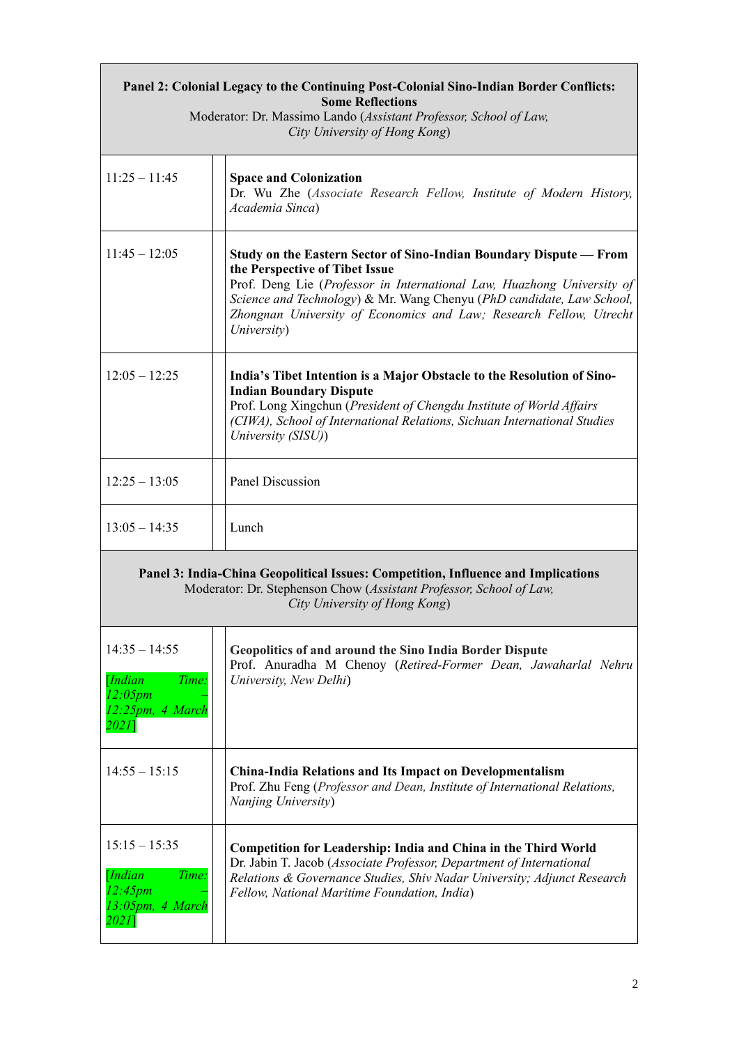| Panel 2: Colonial Legacy to the Continuing Post-Colonial Sino-Indian Border Conflicts: Some Reflections<br>Moderator: Dr. Massimo Lando (*Assistant Professor, School of Law, City University of Hong Kong*) | |
|---|---|
| 11:25 – 11:45 | **Space and Colonization**<br>Dr. Wu Zhe (*Associate Research Fellow, Institute of Modern History, Academia Sinca*) |
| 11:45 – 12:05 | **Study on the Eastern Sector of Sino-Indian Boundary Dispute — From the Perspective of Tibet Issue**<br>Prof. Deng Lie (*Professor in International Law, Huazhong University of Science and Technology*) & Mr. Wang Chenyu (*PhD candidate, Law School, Zhongnan University of Economics and Law; Research Fellow, Utrecht University*) |
| 12:05 – 12:25 | **India's Tibet Intention is a Major Obstacle to the Resolution of Sino-Indian Boundary Dispute**<br>Prof. Long Xingchun (*President of Chengdu Institute of World Affairs (CIWA), School of International Relations, Sichuan International Studies University (SISU)*) |
| 12:25 – 13:05 | Panel Discussion |
| 13:05 – 14:35 | Lunch |
| **Panel 3: India-China Geopolitical Issues: Competition, Influence and Implications**<br>Moderator: Dr. Stephenson Chow (*Assistant Professor, School of Law, City University of Hong Kong*) | |
| 14:35 – 14:55<br>[*Indian Time: 12:05pm – 12:25pm, 4 March 2021*] | **Geopolitics of and around the Sino India Border Dispute**<br>Prof. Anuradha M Chenoy (*Retired-Former Dean, Jawaharlal Nehru University, New Delhi*) |
| 14:55 – 15:15 | **China-India Relations and Its Impact on Developmentalism**<br>Prof. Zhu Feng (*Professor and Dean, Institute of International Relations, Nanjing University*) |
| 15:15 – 15:35<br>[*Indian Time: 12:45pm – 13:05pm, 4 March 2021*] | **Competition for Leadership: India and China in the Third World**<br>Dr. Jabin T. Jacob (*Associate Professor, Department of International Relations & Governance Studies, Shiv Nadar University; Adjunct Research Fellow, National Maritime Foundation, India*) |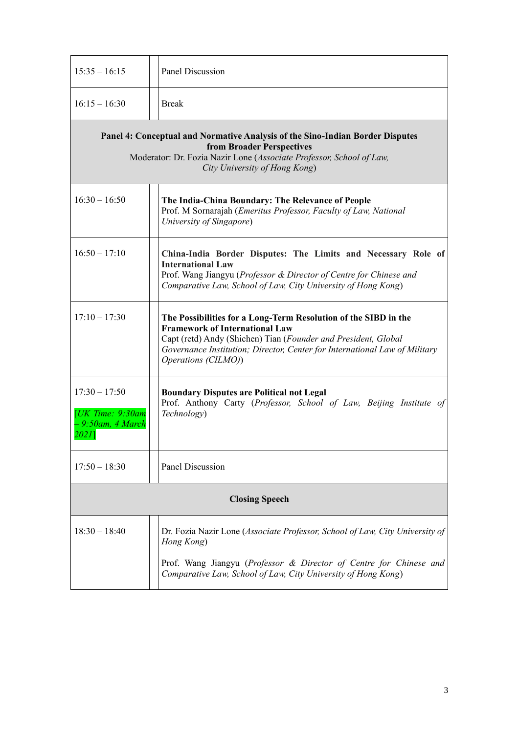| | |
|---|---|
| 15:35 – 16:15 | Panel Discussion |
| 16:15 – 16:30 | Break |
| **Panel 4: Conceptual and Normative Analysis of the Sino-Indian Border Disputes from Broader Perspectives**<br>Moderator: Dr. Fozia Nazir Lone (*Associate Professor, School of Law, City University of Hong Kong*) | |
| 16:30 – 16:50 | **The India-China Boundary: The Relevance of People**<br>Prof. M Sornarajah (*Emeritus Professor, Faculty of Law, National University of Singapore*) |
| 16:50 – 17:10 | **China-India Border Disputes: The Limits and Necessary Role of International Law**<br>Prof. Wang Jiangyu (*Professor & Director of Centre for Chinese and Comparative Law, School of Law, City University of Hong Kong*) |
| 17:10 – 17:30 | **The Possibilities for a Long-Term Resolution of the SIBD in the Framework of International Law**<br>Capt (retd) Andy (Shichen) Tian (*Founder and President, Global Governance Institution; Director, Center for International Law of Military Operations (CILMO)*) |
| 17:30 – 17:50<br>[*UK Time: 9:30am – 9:50am, 4 March 2021*] | **Boundary Disputes are Political not Legal**<br>Prof. Anthony Carty (*Professor, School of Law, Beijing Institute of Technology*) |
| 17:50 – 18:30 | Panel Discussion |
| **Closing Speech** | |
| 18:30 – 18:40 | Dr. Fozia Nazir Lone (*Associate Professor, School of Law, City University of Hong Kong*)<br><br>Prof. Wang Jiangyu (*Professor & Director of Centre for Chinese and Comparative Law, School of Law, City University of Hong Kong*) |